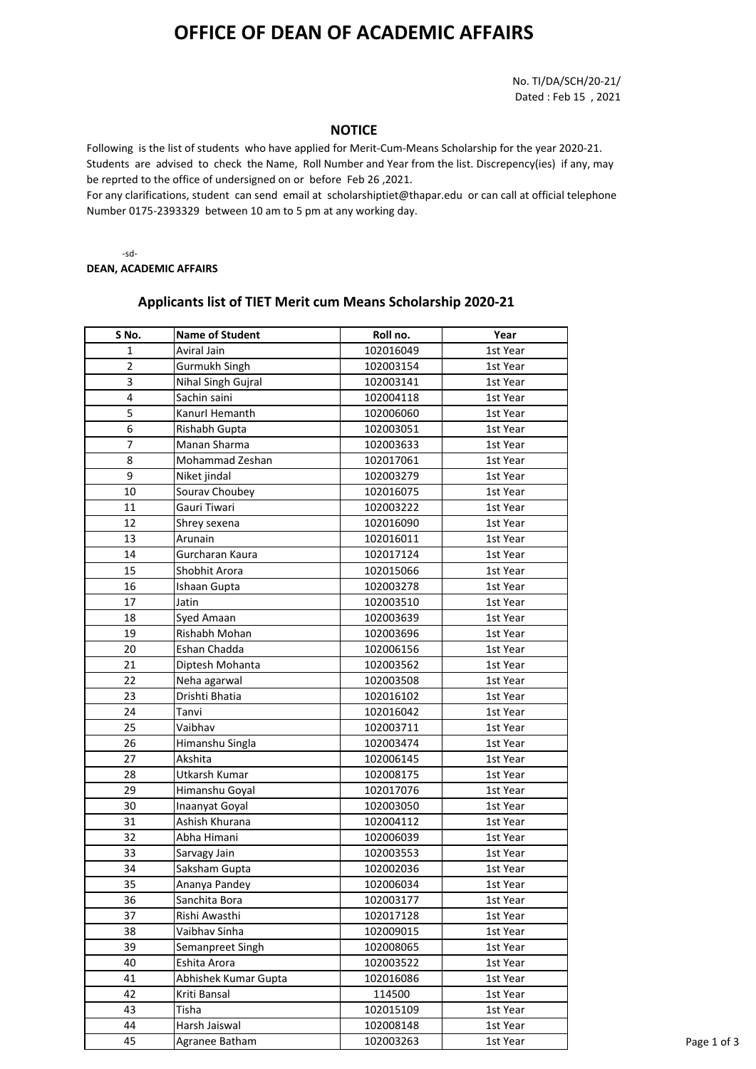# OFFICE OF DEAN OF ACADEMIC AFFAIRS

No. TI/DA/SCH/20-21/
Dated : Feb 15 , 2021

## NOTICE

Following is the list of students who have applied for Merit-Cum-Means Scholarship for the year 2020-21. Students are advised to check the Name, Roll Number and Year from the list. Discrepency(ies) if any, may be reprted to the office of undersigned on or before Feb 26 ,2021.
For any clarifications, student can send email at scholarshiptiet@thapar.edu or can call at official telephone Number 0175-2393329 between 10 am to 5 pm at any working day.

-sd-
**DEAN, ACADEMIC AFFAIRS**

## Applicants list of TIET Merit cum Means Scholarship 2020-21

| S No. | Name of Student | Roll no. | Year |
|---|---|---|---|
| 1 | Aviral Jain | 102016049 | 1st Year |
| 2 | Gurmukh Singh | 102003154 | 1st Year |
| 3 | Nihal Singh Gujral | 102003141 | 1st Year |
| 4 | Sachin saini | 102004118 | 1st Year |
| 5 | Kanurl Hemanth | 102006060 | 1st Year |
| 6 | Rishabh Gupta | 102003051 | 1st Year |
| 7 | Manan Sharma | 102003633 | 1st Year |
| 8 | Mohammad Zeshan | 102017061 | 1st Year |
| 9 | Niket jindal | 102003279 | 1st Year |
| 10 | Sourav Choubey | 102016075 | 1st Year |
| 11 | Gauri Tiwari | 102003222 | 1st Year |
| 12 | Shrey sexena | 102016090 | 1st Year |
| 13 | Arunain | 102016011 | 1st Year |
| 14 | Gurcharan Kaura | 102017124 | 1st Year |
| 15 | Shobhit Arora | 102015066 | 1st Year |
| 16 | Ishaan Gupta | 102003278 | 1st Year |
| 17 | Jatin | 102003510 | 1st Year |
| 18 | Syed Amaan | 102003639 | 1st Year |
| 19 | Rishabh Mohan | 102003696 | 1st Year |
| 20 | Eshan Chadda | 102006156 | 1st Year |
| 21 | Diptesh Mohanta | 102003562 | 1st Year |
| 22 | Neha agarwal | 102003508 | 1st Year |
| 23 | Drishti Bhatia | 102016102 | 1st Year |
| 24 | Tanvi | 102016042 | 1st Year |
| 25 | Vaibhav | 102003711 | 1st Year |
| 26 | Himanshu Singla | 102003474 | 1st Year |
| 27 | Akshita | 102006145 | 1st Year |
| 28 | Utkarsh Kumar | 102008175 | 1st Year |
| 29 | Himanshu Goyal | 102017076 | 1st Year |
| 30 | Inaanyat Goyal | 102003050 | 1st Year |
| 31 | Ashish Khurana | 102004112 | 1st Year |
| 32 | Abha Himani | 102006039 | 1st Year |
| 33 | Sarvagy Jain | 102003553 | 1st Year |
| 34 | Saksham Gupta | 102002036 | 1st Year |
| 35 | Ananya Pandey | 102006034 | 1st Year |
| 36 | Sanchita Bora | 102003177 | 1st Year |
| 37 | Rishi Awasthi | 102017128 | 1st Year |
| 38 | Vaibhav Sinha | 102009015 | 1st Year |
| 39 | Semanpreet Singh | 102008065 | 1st Year |
| 40 | Eshita Arora | 102003522 | 1st Year |
| 41 | Abhishek Kumar Gupta | 102016086 | 1st Year |
| 42 | Kriti Bansal | 114500 | 1st Year |
| 43 | Tisha | 102015109 | 1st Year |
| 44 | Harsh Jaiswal | 102008148 | 1st Year |
| 45 | Agranee Batham | 102003263 | 1st Year |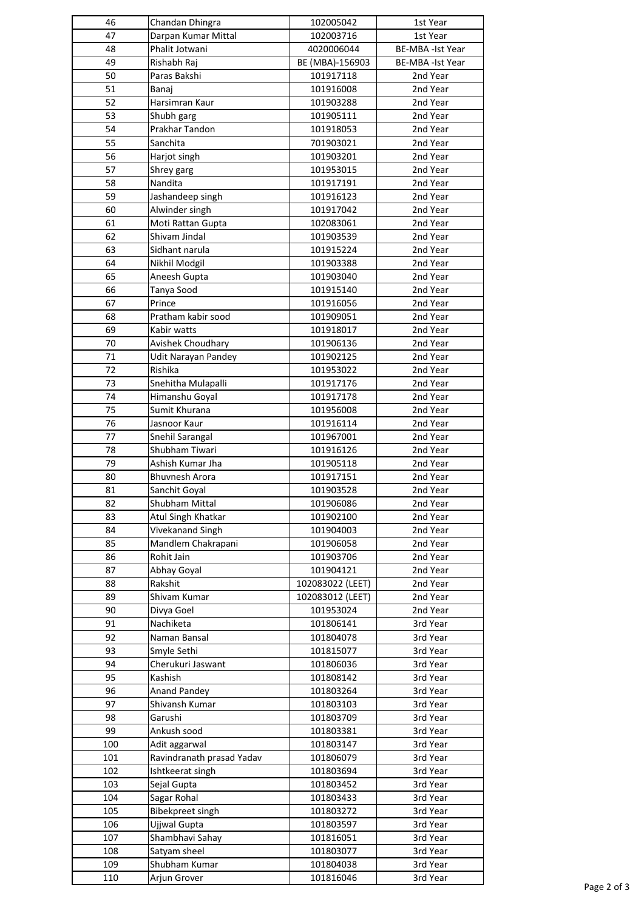| 46 | Chandan Dhingra | 102005042 | 1st Year |
|---|---|---|---|
| 47 | Darpan Kumar Mittal | 102003716 | 1st Year |
| 48 | Phalit Jotwani | 4020006044 | BE-MBA -Ist Year |
| 49 | Rishabh Raj | BE (MBA)-156903 | BE-MBA -Ist Year |
| 50 | Paras Bakshi | 101917118 | 2nd Year |
| 51 | Banaj | 101916008 | 2nd Year |
| 52 | Harsimran Kaur | 101903288 | 2nd Year |
| 53 | Shubh garg | 101905111 | 2nd Year |
| 54 | Prakhar Tandon | 101918053 | 2nd Year |
| 55 | Sanchita | 701903021 | 2nd Year |
| 56 | Harjot singh | 101903201 | 2nd Year |
| 57 | Shrey garg | 101953015 | 2nd Year |
| 58 | Nandita | 101917191 | 2nd Year |
| 59 | Jashandeep singh | 101916123 | 2nd Year |
| 60 | Alwinder singh | 101917042 | 2nd Year |
| 61 | Moti Rattan Gupta | 102083061 | 2nd Year |
| 62 | Shivam Jindal | 101903539 | 2nd Year |
| 63 | Sidhant narula | 101915224 | 2nd Year |
| 64 | Nikhil Modgil | 101903388 | 2nd Year |
| 65 | Aneesh Gupta | 101903040 | 2nd Year |
| 66 | Tanya Sood | 101915140 | 2nd Year |
| 67 | Prince | 101916056 | 2nd Year |
| 68 | Pratham kabir sood | 101909051 | 2nd Year |
| 69 | Kabir watts | 101918017 | 2nd Year |
| 70 | Avishek Choudhary | 101906136 | 2nd Year |
| 71 | Udit Narayan Pandey | 101902125 | 2nd Year |
| 72 | Rishika | 101953022 | 2nd Year |
| 73 | Snehitha Mulapalli | 101917176 | 2nd Year |
| 74 | Himanshu Goyal | 101917178 | 2nd Year |
| 75 | Sumit Khurana | 101956008 | 2nd Year |
| 76 | Jasnoor Kaur | 101916114 | 2nd Year |
| 77 | Snehil Sarangal | 101967001 | 2nd Year |
| 78 | Shubham Tiwari | 101916126 | 2nd Year |
| 79 | Ashish Kumar Jha | 101905118 | 2nd Year |
| 80 | Bhuvnesh Arora | 101917151 | 2nd Year |
| 81 | Sanchit Goyal | 101903528 | 2nd Year |
| 82 | Shubham Mittal | 101906086 | 2nd Year |
| 83 | Atul Singh Khatkar | 101902100 | 2nd Year |
| 84 | Vivekanand Singh | 101904003 | 2nd Year |
| 85 | Mandlem Chakrapani | 101906058 | 2nd Year |
| 86 | Rohit Jain | 101903706 | 2nd Year |
| 87 | Abhay Goyal | 101904121 | 2nd Year |
| 88 | Rakshit | 102083022 (LEET) | 2nd Year |
| 89 | Shivam Kumar | 102083012 (LEET) | 2nd Year |
| 90 | Divya Goel | 101953024 | 2nd Year |
| 91 | Nachiketa | 101806141 | 3rd Year |
| 92 | Naman Bansal | 101804078 | 3rd Year |
| 93 | Smyle Sethi | 101815077 | 3rd Year |
| 94 | Cherukuri Jaswant | 101806036 | 3rd Year |
| 95 | Kashish | 101808142 | 3rd Year |
| 96 | Anand Pandey | 101803264 | 3rd Year |
| 97 | Shivansh Kumar | 101803103 | 3rd Year |
| 98 | Garushi | 101803709 | 3rd Year |
| 99 | Ankush sood | 101803381 | 3rd Year |
| 100 | Adit aggarwal | 101803147 | 3rd Year |
| 101 | Ravindranath prasad Yadav | 101806079 | 3rd Year |
| 102 | Ishtkeerat singh | 101803694 | 3rd Year |
| 103 | Sejal Gupta | 101803452 | 3rd Year |
| 104 | Sagar Rohal | 101803433 | 3rd Year |
| 105 | Bibekpreet singh | 101803272 | 3rd Year |
| 106 | Ujjwal Gupta | 101803597 | 3rd Year |
| 107 | Shambhavi Sahay | 101816051 | 3rd Year |
| 108 | Satyam sheel | 101803077 | 3rd Year |
| 109 | Shubham Kumar | 101804038 | 3rd Year |
| 110 | Arjun Grover | 101816046 | 3rd Year |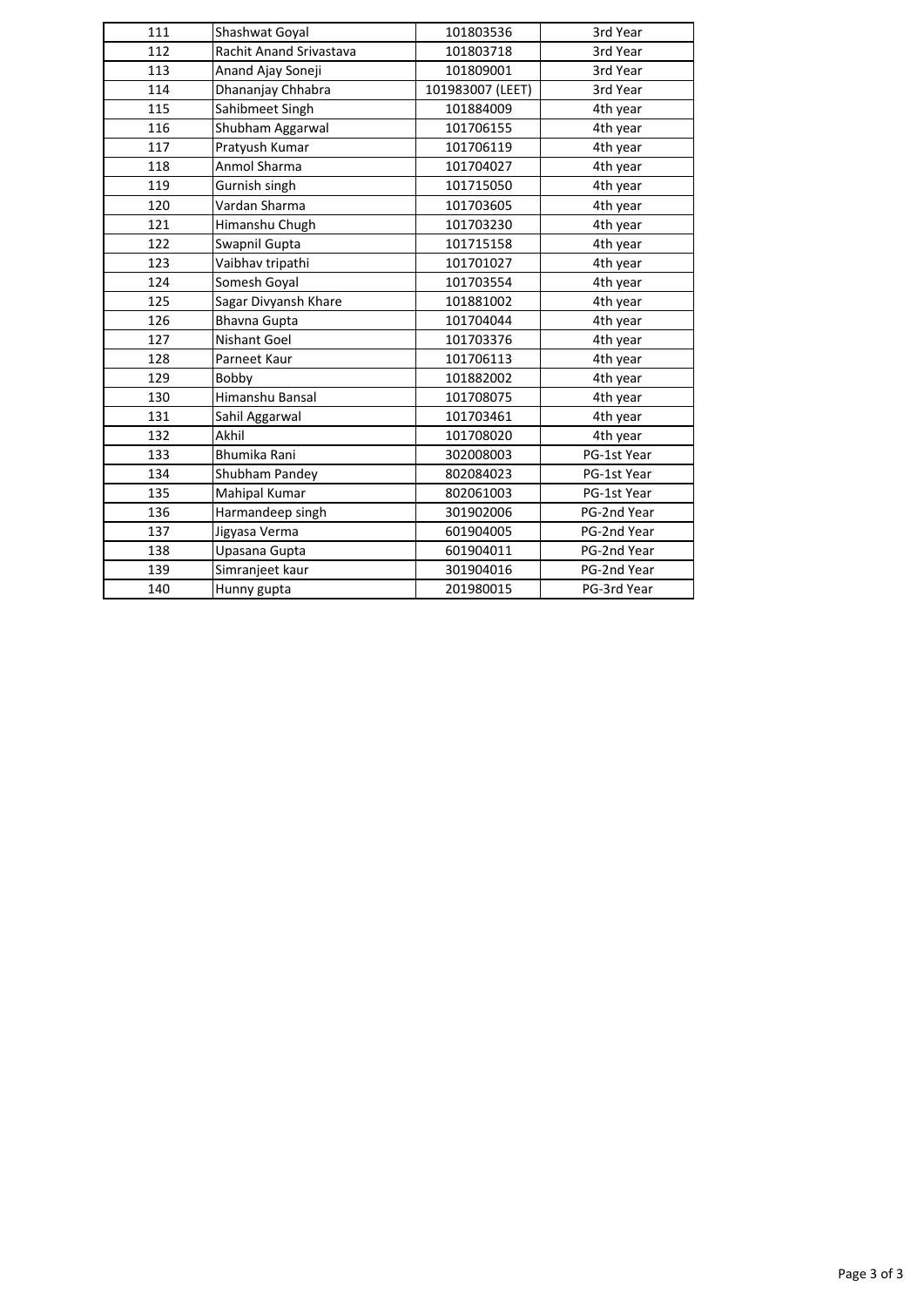| | | | |
|---|---|---|---|
| 111 | Shashwat Goyal | 101803536 | 3rd Year |
| 112 | Rachit Anand Srivastava | 101803718 | 3rd Year |
| 113 | Anand Ajay Soneji | 101809001 | 3rd Year |
| 114 | Dhananjay Chhabra | 101983007 (LEET) | 3rd Year |
| 115 | Sahibmeet Singh | 101884009 | 4th year |
| 116 | Shubham Aggarwal | 101706155 | 4th year |
| 117 | Pratyush Kumar | 101706119 | 4th year |
| 118 | Anmol Sharma | 101704027 | 4th year |
| 119 | Gurnish singh | 101715050 | 4th year |
| 120 | Vardan Sharma | 101703605 | 4th year |
| 121 | Himanshu Chugh | 101703230 | 4th year |
| 122 | Swapnil Gupta | 101715158 | 4th year |
| 123 | Vaibhav tripathi | 101701027 | 4th year |
| 124 | Somesh Goyal | 101703554 | 4th year |
| 125 | Sagar Divyansh Khare | 101881002 | 4th year |
| 126 | Bhavna Gupta | 101704044 | 4th year |
| 127 | Nishant Goel | 101703376 | 4th year |
| 128 | Parneet Kaur | 101706113 | 4th year |
| 129 | Bobby | 101882002 | 4th year |
| 130 | Himanshu Bansal | 101708075 | 4th year |
| 131 | Sahil Aggarwal | 101703461 | 4th year |
| 132 | Akhil | 101708020 | 4th year |
| 133 | Bhumika Rani | 302008003 | PG-1st Year |
| 134 | Shubham Pandey | 802084023 | PG-1st Year |
| 135 | Mahipal Kumar | 802061003 | PG-1st Year |
| 136 | Harmandeep singh | 301902006 | PG-2nd Year |
| 137 | Jigyasa Verma | 601904005 | PG-2nd Year |
| 138 | Upasana Gupta | 601904011 | PG-2nd Year |
| 139 | Simranjeet kaur | 301904016 | PG-2nd Year |
| 140 | Hunny gupta | 201980015 | PG-3rd Year |